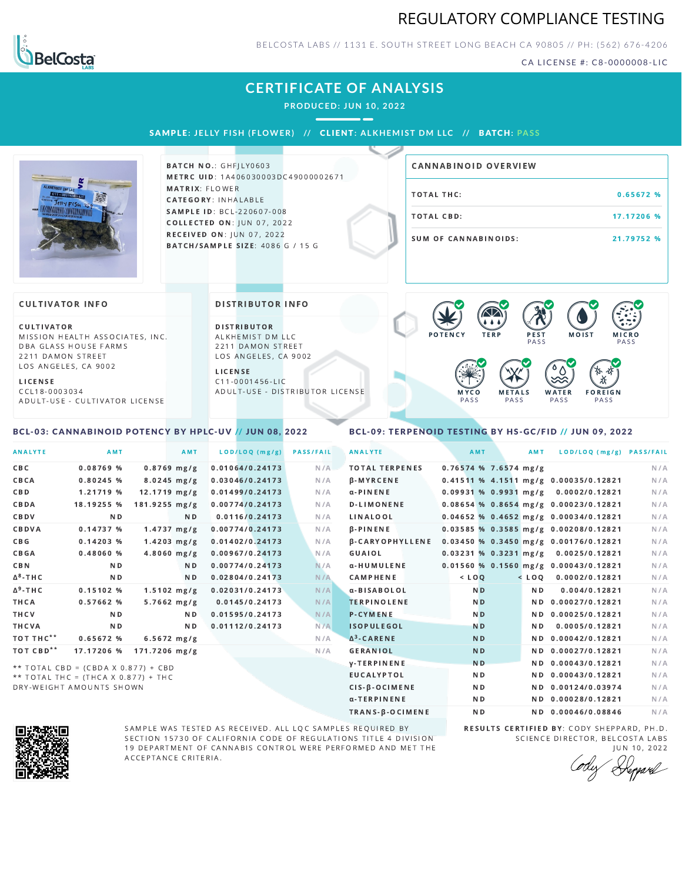# REGULATORY COMPLIANCE TESTING

BELCOSTA LABS // 1131 E. SOUTH STREET LONG BEACH CA 90805 // PH: (562) 676-4206

CA LICENSE #: C8-0000008-LIC

## CERTIFICATE OF ANALYSIS

PRODUCED: JUN 10, 2022

SAMPLE: JELLY FISH (FLOWER) // CLIENT: ALKHEMIST DM LLC // BATCH: PASS

**BATCH NO.**: GHFJLY0603
**METRC UID**: 1A406030003DC49000002671
**MATRIX**: FLOWER
**CATEGORY**: INHALABLE
**SAMPLE ID**: BCL-220607-008
**COLLECTED ON**: JUN 07, 2022
**RECEIVED ON**: JUN 07, 2022
**BATCH/SAMPLE SIZE**: 4086 G / 15 G

### CANNABINOID OVERVIEW

| | |
|---|---|
| TOTAL THC: | 0.65672 % |
| TOTAL CBD: | 17.17206 % |
| SUM OF CANNABINOIDS: | 21.79752 % |

### CULTIVATOR INFO

**CULTIVATOR**
MISSION HEALTH ASSOCIATES, INC.
DBA GLASS HOUSE FARMS
2211 DAMON STREET
LOS ANGELES, CA 9002

**LICENSE**
CCL18-0003034
ADULT-USE - CULTIVATOR LICENSE

### DISTRIBUTOR INFO

**DISTRIBUTOR**
ALKHEMIST DM LLC
2211 DAMON STREET
LOS ANGELES, CA 9002

**LICENSE**
C11-0001456-LIC
ADULT-USE - DISTRIBUTOR LICENSE

POTENCY | TERP | PEST PASS | MOIST | MICRO PASS | MYCO PASS | METALS PASS | WATER PASS | FOREIGN PASS

### BCL-03: CANNABINOID POTENCY BY HPLC-UV // JUN 08, 2022

| ANALYTE | AMT | AMT | LOD/LOQ (mg/g) | PASS/FAIL |
|---|---|---|---|---|
| CBC | 0.08769 % | 0.8769 mg/g | 0.01064/0.24173 | N/A |
| CBCA | 0.80245 % | 8.0245 mg/g | 0.03046/0.24173 | N/A |
| CBD | 1.21719 % | 12.1719 mg/g | 0.01499/0.24173 | N/A |
| CBDA | 18.19255 % | 181.9255 mg/g | 0.00774/0.24173 | N/A |
| CBDV | ND | ND | 0.0116/0.24173 | N/A |
| CBDVA | 0.14737 % | 1.4737 mg/g | 0.00774/0.24173 | N/A |
| CBG | 0.14203 % | 1.4203 mg/g | 0.01402/0.24173 | N/A |
| CBGA | 0.48060 % | 4.8060 mg/g | 0.00967/0.24173 | N/A |
| CBN | ND | ND | 0.00774/0.24173 | N/A |
| $\Delta^8$-THC | ND | ND | 0.02804/0.24173 | N/A |
| $\Delta^9$-THC | 0.15102 % | 1.5102 mg/g | 0.02031/0.24173 | N/A |
| THCA | 0.57662 % | 5.7662 mg/g | 0.0145/0.24173 | N/A |
| THCV | ND | ND | 0.01595/0.24173 | N/A |
| THCVA | ND | ND | 0.01112/0.24173 | N/A |
| TOT THC** | 0.65672 % | 6.5672 mg/g | | N/A |
| TOT CBD** | 17.17206 % | 171.7206 mg/g | | N/A |

** TOTAL CBD = (CBDA X 0.877) + CBD
** TOTAL THC = (THCA X 0.877) + THC
DRY-WEIGHT AMOUNTS SHOWN

### BCL-09: TERPENOID TESTING BY HS-GC/FID // JUN 09, 2022

| ANALYTE | AMT | AMT | LOD/LOQ (mg/g) | PASS/FAIL |
|---|---|---|---|---|
| TOTAL TERPENES | 0.76574 % | 7.6574 mg/g | | N/A |
| β-MYRCENE | 0.41511 % | 4.1511 mg/g | 0.00035/0.12821 | N/A |
| α-PINENE | 0.09931 % | 0.9931 mg/g | 0.0002/0.12821 | N/A |
| D-LIMONENE | 0.08654 % | 0.8654 mg/g | 0.00023/0.12821 | N/A |
| LINALOOL | 0.04652 % | 0.4652 mg/g | 0.00034/0.12821 | N/A |
| β-PINENE | 0.03585 % | 0.3585 mg/g | 0.00208/0.12821 | N/A |
| β-CARYOPHYLLENE | 0.03450 % | 0.3450 mg/g | 0.00176/0.12821 | N/A |
| GUAIOL | 0.03231 % | 0.3231 mg/g | 0.0025/0.12821 | N/A |
| α-HUMULENE | 0.01560 % | 0.1560 mg/g | 0.00043/0.12821 | N/A |
| CAMPHENE | < LOQ | < LOQ | 0.0002/0.12821 | N/A |
| α-BISABOLOL | ND | ND | 0.004/0.12821 | N/A |
| TERPINOLENE | ND | ND | 0.00027/0.12821 | N/A |
| P-CYMENE | ND | ND | 0.00025/0.12821 | N/A |
| ISOPULEGOL | ND | ND | 0.0005/0.12821 | N/A |
| $\Delta^3$-CARENE | ND | ND | 0.00042/0.12821 | N/A |
| GERANIOL | ND | ND | 0.00027/0.12821 | N/A |
| γ-TERPINENE | ND | ND | 0.00043/0.12821 | N/A |
| EUCALYPTOL | ND | ND | 0.00043/0.12821 | N/A |
| CIS-β-OCIMENE | ND | ND | 0.00124/0.03974 | N/A |
| α-TERPINENE | ND | ND | 0.00028/0.12821 | N/A |
| TRANS-β-OCIMENE | ND | ND | 0.00046/0.08846 | N/A |

SAMPLE WAS TESTED AS RECEIVED. ALL LQC SAMPLES REQUIRED BY SECTION 15730 OF CALIFORNIA CODE OF REGULATIONS TITLE 4 DIVISION 19 DEPARTMENT OF CANNABIS CONTROL WERE PERFORMED AND MET THE ACCEPTANCE CRITERIA.

**RESULTS CERTIFIED BY**: CODY SHEPPARD, PH.D.
SCIENCE DIRECTOR, BELCOSTA LABS
JUN 10, 2022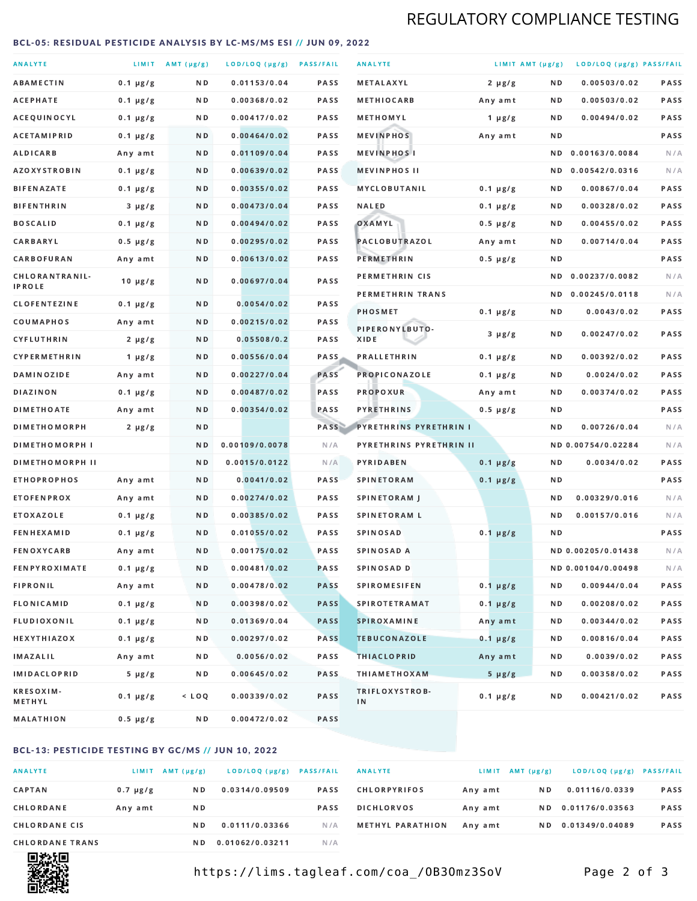## REGULATORY COMPLIANCE TESTING

### BCL-05: RESIDUAL PESTICIDE ANALYSIS BY LC-MS/MS ESI // JUN 09, 2022

| ANALYTE | LIMIT | AMT (μg/g) | LOD/LOQ (μg/g) | PASS/FAIL |
|---|---|---|---|---|
| ABAMECTIN | 0.1 μg/g | ND | 0.01153/0.04 | PASS |
| ACEPHATE | 0.1 μg/g | ND | 0.00368/0.02 | PASS |
| ACEQUINOCYL | 0.1 μg/g | ND | 0.00417/0.02 | PASS |
| ACETAMIPRID | 0.1 μg/g | ND | 0.00464/0.02 | PASS |
| ALDICARB | Any amt | ND | 0.01109/0.04 | PASS |
| AZOXYSTROBIN | 0.1 μg/g | ND | 0.00639/0.02 | PASS |
| BIFENAZATE | 0.1 μg/g | ND | 0.00355/0.02 | PASS |
| BIFENTHRIN | 3 μg/g | ND | 0.00473/0.04 | PASS |
| BOSCALID | 0.1 μg/g | ND | 0.00494/0.02 | PASS |
| CARBARYL | 0.5 μg/g | ND | 0.00295/0.02 | PASS |
| CARBOFURAN | Any amt | ND | 0.00613/0.02 | PASS |
| CHLORANTRANIL-IPROLE | 10 μg/g | ND | 0.00697/0.04 | PASS |
| CLOFENTEZINE | 0.1 μg/g | ND | 0.0054/0.02 | PASS |
| COUMAPHOS | Any amt | ND | 0.00215/0.02 | PASS |
| CYFLUTHRIN | 2 μg/g | ND | 0.05508/0.2 | PASS |
| CYPERMETHRIN | 1 μg/g | ND | 0.00556/0.04 | PASS |
| DAMINOZIDE | Any amt | ND | 0.00227/0.04 | PASS |
| DIAZINON | 0.1 μg/g | ND | 0.00487/0.02 | PASS |
| DIMETHOATE | Any amt | ND | 0.00354/0.02 | PASS |
| DIMETHOMORPH | 2 μg/g | ND | | PASS |
| DIMETHOMORPH I | | ND | 0.00109/0.0078 | N/A |
| DIMETHOMORPH II | | ND | 0.0015/0.0122 | N/A |
| ETHOPROPHOS | Any amt | ND | 0.0041/0.02 | PASS |
| ETOFENPROX | Any amt | ND | 0.00274/0.02 | PASS |
| ETOXAZOLE | 0.1 μg/g | ND | 0.00385/0.02 | PASS |
| FENHEXAMID | 0.1 μg/g | ND | 0.01055/0.02 | PASS |
| FENOXYCARB | Any amt | ND | 0.00175/0.02 | PASS |
| FENPYROXIMATE | 0.1 μg/g | ND | 0.00481/0.02 | PASS |
| FIPRONIL | Any amt | ND | 0.00478/0.02 | PASS |
| FLONICAMID | 0.1 μg/g | ND | 0.00398/0.02 | PASS |
| FLUDIOXONIL | 0.1 μg/g | ND | 0.01369/0.04 | PASS |
| HEXYTHIAZOX | 0.1 μg/g | ND | 0.00297/0.02 | PASS |
| IMAZALIL | Any amt | ND | 0.0056/0.02 | PASS |
| IMIDACLOPRID | 5 μg/g | ND | 0.00645/0.02 | PASS |
| KRESOXIM-METHYL | 0.1 μg/g | < LOQ | 0.00339/0.02 | PASS |
| MALATHION | 0.5 μg/g | ND | 0.00472/0.02 | PASS |
| METALAXYL | 2 μg/g | ND | 0.00503/0.02 | PASS |
| METHIOCARB | Any amt | ND | 0.00503/0.02 | PASS |
| METHOMYL | 1 μg/g | ND | 0.00494/0.02 | PASS |
| MEVINPHOS | Any amt | ND | | PASS |
| MEVINPHOS I | | ND | 0.00163/0.0084 | N/A |
| MEVINPHOS II | | ND | 0.00542/0.0316 | N/A |
| MYCLOBUTANIL | 0.1 μg/g | ND | 0.00867/0.04 | PASS |
| NALED | 0.1 μg/g | ND | 0.00328/0.02 | PASS |
| OXAMYL | 0.5 μg/g | ND | 0.00455/0.02 | PASS |
| PACLOBUTRAZOL | Any amt | ND | 0.00714/0.04 | PASS |
| PERMETHRIN | 0.5 μg/g | ND | | PASS |
| PERMETHRIN CIS | | ND | 0.00237/0.0082 | N/A |
| PERMETHRIN TRANS | | ND | 0.00245/0.0118 | N/A |
| PHOSMET | 0.1 μg/g | ND | 0.0043/0.02 | PASS |
| PIPERONYLBUTO-XIDE | 3 μg/g | ND | 0.00247/0.02 | PASS |
| PRALLETHRIN | 0.1 μg/g | ND | 0.00392/0.02 | PASS |
| PROPICONAZOLE | 0.1 μg/g | ND | 0.0024/0.02 | PASS |
| PROPOXUR | Any amt | ND | 0.00374/0.02 | PASS |
| PYRETHRINS | 0.5 μg/g | ND | | PASS |
| PYRETHRINS PYRETHRIN I | | ND | 0.00726/0.04 | N/A |
| PYRETHRINS PYRETHRIN II | | ND | 0.00754/0.02284 | N/A |
| PYRIDABEN | 0.1 μg/g | ND | 0.0034/0.02 | PASS |
| SPINETORAM | 0.1 μg/g | ND | | PASS |
| SPINETORAM J | | ND | 0.00329/0.016 | N/A |
| SPINETORAM L | | ND | 0.00157/0.016 | N/A |
| SPINOSAD | 0.1 μg/g | ND | | PASS |
| SPINOSAD A | | ND | 0.00205/0.01438 | N/A |
| SPINOSAD D | | ND | 0.00104/0.00498 | N/A |
| SPIROMESIFEN | 0.1 μg/g | ND | 0.00944/0.04 | PASS |
| SPIROTETRAMAT | 0.1 μg/g | ND | 0.00208/0.02 | PASS |
| SPIROXAMINE | Any amt | ND | 0.00344/0.02 | PASS |
| TEBUCONAZOLE | 0.1 μg/g | ND | 0.00816/0.04 | PASS |
| THIACLOPRID | Any amt | ND | 0.0039/0.02 | PASS |
| THIAMETHOXAM | 5 μg/g | ND | 0.00358/0.02 | PASS |
| TRIFLOXYSTROB-IN | 0.1 μg/g | ND | 0.00421/0.02 | PASS |

### BCL-13: PESTICIDE TESTING BY GC/MS // JUN 10, 2022

| ANALYTE | LIMIT | AMT (μg/g) | LOD/LOQ (μg/g) | PASS/FAIL |
|---|---|---|---|---|
| CAPTAN | 0.7 μg/g | ND | 0.0314/0.09509 | PASS |
| CHLORDANE | Any amt | ND | | PASS |
| CHLORDANE CIS | | ND | 0.0111/0.03366 | N/A |
| CHLORDANE TRANS | | ND | 0.01062/0.03211 | N/A |
| CHLORPYRIFOS | Any amt | ND | 0.01116/0.0339 | PASS |
| DICHLORVOS | Any amt | ND | 0.01176/0.03563 | PASS |
| METHYL PARATHION | Any amt | ND | 0.01349/0.04089 | PASS |

https://lims.tagleaf.com/coa_/OB3Omz3SoV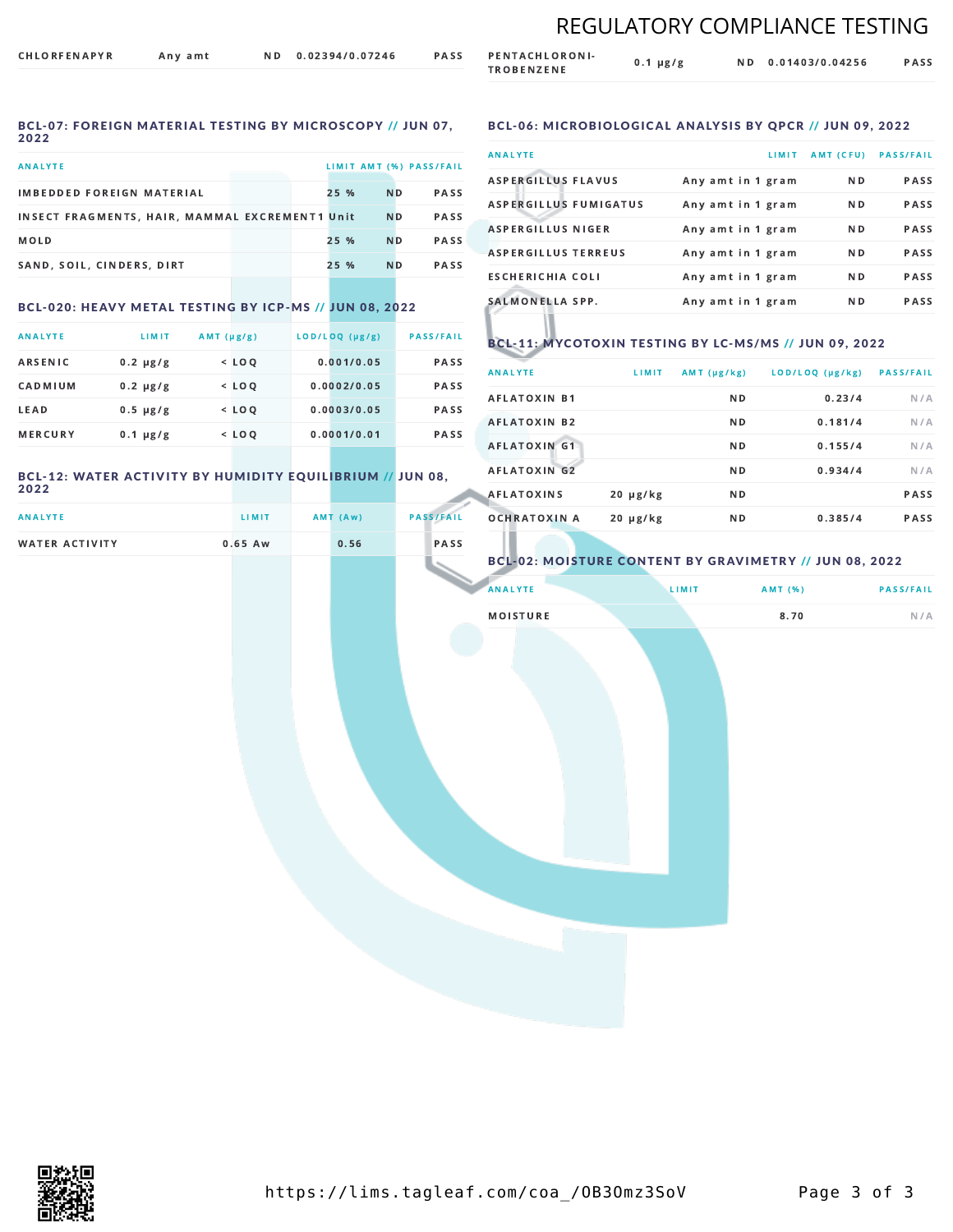# REGULATORY COMPLIANCE TESTING

| | | | | |
|---|---|---|---|---|
| CHLORFENAPYR | Any amt | ND | 0.02394/0.07246 | PASS |
| PENTACHLORONITROBENZENE | 0.1 µg/g | ND | 0.01403/0.04256 | PASS |

## BCL-07: FOREIGN MATERIAL TESTING BY MICROSCOPY // JUN 07, 2022

| ANALYTE | LIMIT | AMT (%) | PASS/FAIL |
|---|---|---|---|
| IMBEDDED FOREIGN MATERIAL | 25 % | ND | PASS |
| INSECT FRAGMENTS, HAIR, MAMMAL EXCREMENT | 1 Unit | ND | PASS |
| MOLD | 25 % | ND | PASS |
| SAND, SOIL, CINDERS, DIRT | 25 % | ND | PASS |

## BCL-020: HEAVY METAL TESTING BY ICP-MS // JUN 08, 2022

| ANALYTE | LIMIT | AMT (µg/g) | LOD/LOQ (µg/g) | PASS/FAIL |
|---|---|---|---|---|
| ARSENIC | 0.2 µg/g | < LOQ | 0.001/0.05 | PASS |
| CADMIUM | 0.2 µg/g | < LOQ | 0.0002/0.05 | PASS |
| LEAD | 0.5 µg/g | < LOQ | 0.0003/0.05 | PASS |
| MERCURY | 0.1 µg/g | < LOQ | 0.0001/0.01 | PASS |

## BCL-12: WATER ACTIVITY BY HUMIDITY EQUILIBRIUM // JUN 08, 2022

| ANALYTE | LIMIT | AMT (Aw) | PASS/FAIL |
|---|---|---|---|
| WATER ACTIVITY | 0.65 Aw | 0.56 | PASS |

## BCL-06: MICROBIOLOGICAL ANALYSIS BY QPCR // JUN 09, 2022

| ANALYTE | LIMIT | AMT (CFU) | PASS/FAIL |
|---|---|---|---|
| ASPERGILLUS FLAVUS | Any amt in 1 gram | ND | PASS |
| ASPERGILLUS FUMIGATUS | Any amt in 1 gram | ND | PASS |
| ASPERGILLUS NIGER | Any amt in 1 gram | ND | PASS |
| ASPERGILLUS TERREUS | Any amt in 1 gram | ND | PASS |
| ESCHERICHIA COLI | Any amt in 1 gram | ND | PASS |
| SALMONELLA SPP. | Any amt in 1 gram | ND | PASS |

## BCL-11: MYCOTOXIN TESTING BY LC-MS/MS // JUN 09, 2022

| ANALYTE | LIMIT | AMT (µg/kg) | LOD/LOQ (µg/kg) | PASS/FAIL |
|---|---|---|---|---|
| AFLATOXIN B1 | | ND | 0.23/4 | N/A |
| AFLATOXIN B2 | | ND | 0.181/4 | N/A |
| AFLATOXIN G1 | | ND | 0.155/4 | N/A |
| AFLATOXIN G2 | | ND | 0.934/4 | N/A |
| AFLATOXINS | 20 µg/kg | ND | | PASS |
| OCHRATOXIN A | 20 µg/kg | ND | 0.385/4 | PASS |

## BCL-02: MOISTURE CONTENT BY GRAVIMETRY // JUN 08, 2022

| ANALYTE | LIMIT | AMT (%) | PASS/FAIL |
|---|---|---|---|
| MOISTURE | | 8.70 | N/A |

https://lims.tagleaf.com/coa_/OB3Omz3SoV